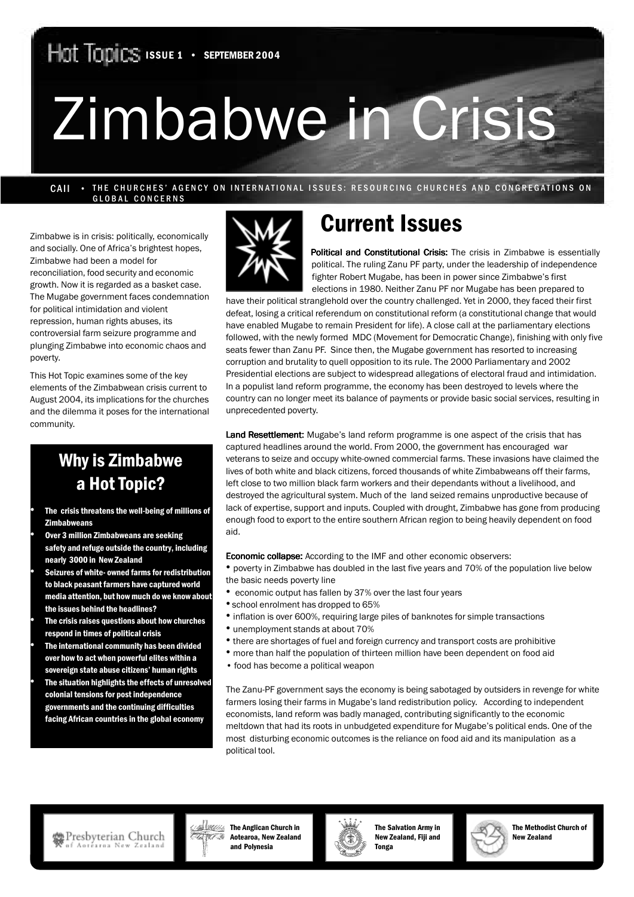Hot Topics ISSUE 1 • SEPTEMBER 2004

# Zimbabwe in Crisis

CAII • THE CHURCHES' AGENCY ON INTERNATIONAL ISSUES: RESOURCING CHURCHES AND CONGREGATIONS ON GLOBAL CONCERNS

Zimbabwe is in crisis: politically, economically and socially. One of Africa's brightest hopes, Zimbabwe had been a model for reconciliation, food security and economic growth. Now it is regarded as a basket case. The Mugabe government faces condemnation for political intimidation and violent repression, human rights abuses, its controversial farm seizure programme and plunging Zimbabwe into economic chaos and poverty.

This Hot Topic examines some of the key elements of the Zimbabwean crisis current to August 2004, its implications for the churches and the dilemma it poses for the international community.

## Why is Zimbabwe a Hot Topic?

- **The crisis threatens the well-being of millions of Zimbabweans**
- **Over 3 million Zimbabweans are seeking safety and refuge outside the country, including nearly 3000 in New Zealand**
- **Seizures of white- owned farms for redistribution to black peasant farmers have captured world media attention, but how much do we know about the issues behind the headlines?**
- **The crisis raises questions about how churches respond in times of political crisis**
- **The international community has been divided over how to act when powerful elites within a sovereign state abuse citizens' human rights**
- **The situation highlights the effects of unresolved colonial tensions for post independence governments and the continuing difficulties facing African countries in the global economy**

## Current Issues

**Political and Constitutional Crisis:** The crisis in Zimbabwe is essentially political. The ruling Zanu PF party, under the leadership of independence fighter Robert Mugabe, has been in power since Zimbabwe's first elections in 1980. Neither Zanu PF nor Mugabe has been prepared to have their political stranglehold over the country challenged. Yet in 2000, they faced their first defeat, losing a critical referendum on constitutional reform (a constitutional change that would have enabled Mugabe to remain President for life). A close call at the parliamentary elections followed, with the newly formed MDC (Movement for Democratic Change), finishing with only five seats fewer than Zanu PF. Since then, the Mugabe government has resorted to increasing corruption and brutality to quell opposition to its rule. The 2000 Parliamentary and 2002 Presidential elections are subject to widespread allegations of electoral fraud and intimidation. In a populist land reform programme, the economy has been destroyed to levels where the country can no longer meet its balance of payments or provide basic social services, resulting in unprecedented poverty.

**Land Resettlement:** Mugabe's land reform programme is one aspect of the crisis that has captured headlines around the world. From 2000, the government has encouraged war veterans to seize and occupy white-owned commercial farms. These invasions have claimed the lives of both white and black citizens, forced thousands of white Zimbabweans off their farms, left close to two million black farm workers and their dependants without a livelihood, and destroyed the agricultural system. Much of the land seized remains unproductive because of lack of expertise, support and inputs. Coupled with drought, Zimbabwe has gone from producing enough food to export to the entire southern African region to being heavily dependent on food aid.

**Economic collapse:** According to the IMF and other economic observers:

- poverty in Zimbabwe has doubled in the last five years and 70% of the population live below the basic needs poverty line
- economic output has fallen by 37% over the last four years
- school enrolment has dropped to 65%
- inflation is over 600%, requiring large piles of banknotes for simple transactions
- unemployment stands at about 70%
- there are shortages of fuel and foreign currency and transport costs are prohibitive
- more than half the population of thirteen million have been dependent on food aid
- food has become a political weapon

The Zanu-PF government says the economy is being sabotaged by outsiders in revenge for white farmers losing their farms in Mugabe's land redistribution policy. According to independent economists, land reform was badly managed, contributing significantly to the economic meltdown that had its roots in unbudgeted expenditure for Mugabe's political ends. One of the most disturbing economic outcomes is the reliance on food aid and its manipulation as a political tool.

Presbyterian Church of Aotearoa New Zealand

The Anglican Church in Aotearoa, New Zealand and Polynesia

The Salvation Army in New Zealand, Fiji and Tonga

The Methodist Church of New Zealand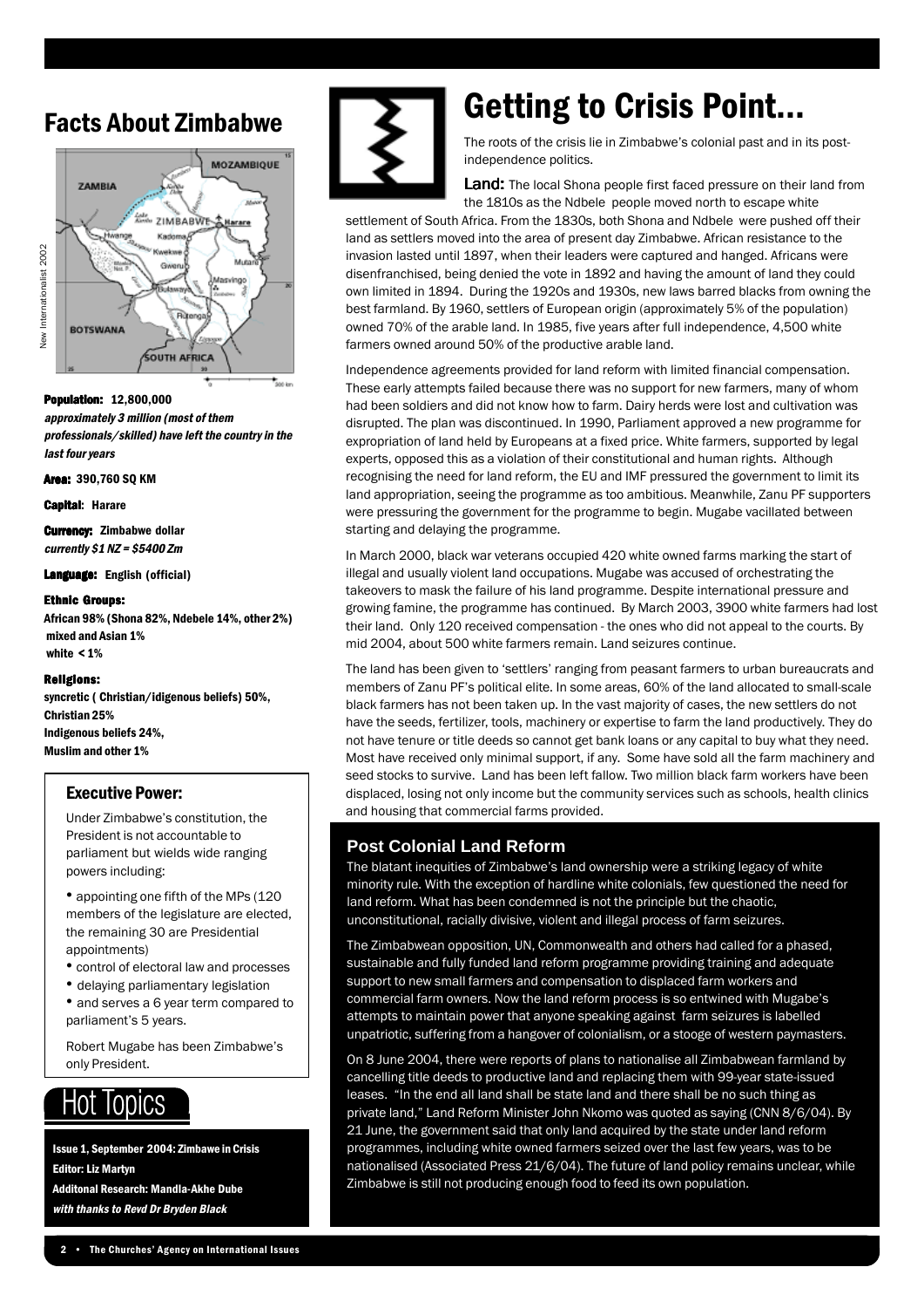## Facts About Zimbabwe

**Population: 12,800,000**
***approximately 3 million (most of them professionals/skilled) have left the country in the last four years***

**Area: 390,760 SQ KM**

**Capital: Harare**

**Currency: Zimbabwe dollar**
***currently $1 NZ = $5400 Zm***

**Language: English (official)**

**Ethnic Groups:**
**African 98% (Shona 82%, Ndebele 14%, other 2%)**
**mixed and Asian 1%**
**white < 1%**

**Religions:**
**syncretic ( Christian/idigenous beliefs) 50%,**
**Christian 25%**
**Indigenous beliefs 24%,**
**Muslim and other 1%**

### Executive Power:

Under Zimbabwe's constitution, the President is not accountable to parliament but wields wide ranging powers including:

- appointing one fifth of the MPs (120 members of the legislature are elected, the remaining 30 are Presidential appointments)
- control of electoral law and processes
- delaying parliamentary legislation
- and serves a 6 year term compared to parliament's 5 years.

Robert Mugabe has been Zimbabwe's only President.

## Hot Topics

**Issue 1, September 2004: Zimbawe in Crisis**
**Editor: Liz Martyn**
**Additonal Research: Mandla-Akhe Dube**
***with thanks to Revd Dr Bryden Black***

# Getting to Crisis Point...

The roots of the crisis lie in Zimbabwe's colonial past and in its post-independence politics.

**Land:** The local Shona people first faced pressure on their land from the 1810s as the Ndbele people moved north to escape white settlement of South Africa. From the 1830s, both Shona and Ndbele were pushed off their land as settlers moved into the area of present day Zimbabwe. African resistance to the invasion lasted until 1897, when their leaders were captured and hanged. Africans were disenfranchised, being denied the vote in 1892 and having the amount of land they could own limited in 1894. During the 1920s and 1930s, new laws barred blacks from owning the best farmland. By 1960, settlers of European origin (approximately 5% of the population) owned 70% of the arable land. In 1985, five years after full independence, 4,500 white farmers owned around 50% of the productive arable land.

Independence agreements provided for land reform with limited financial compensation. These early attempts failed because there was no support for new farmers, many of whom had been soldiers and did not know how to farm. Dairy herds were lost and cultivation was disrupted. The plan was discontinued. In 1990, Parliament approved a new programme for expropriation of land held by Europeans at a fixed price. White farmers, supported by legal experts, opposed this as a violation of their constitutional and human rights. Although recognising the need for land reform, the EU and IMF pressured the government to limit its land appropriation, seeing the programme as too ambitious. Meanwhile, Zanu PF supporters were pressuring the government for the programme to begin. Mugabe vacillated between starting and delaying the programme.

In March 2000, black war veterans occupied 420 white owned farms marking the start of illegal and usually violent land occupations. Mugabe was accused of orchestrating the takeovers to mask the failure of his land programme. Despite international pressure and growing famine, the programme has continued. By March 2003, 3900 white farmers had lost their land. Only 120 received compensation - the ones who did not appeal to the courts. By mid 2004, about 500 white farmers remain. Land seizures continue.

The land has been given to 'settlers' ranging from peasant farmers to urban bureaucrats and members of Zanu PF's political elite. In some areas, 60% of the land allocated to small-scale black farmers has not been taken up. In the vast majority of cases, the new settlers do not have the seeds, fertilizer, tools, machinery or expertise to farm the land productively. They do not have tenure or title deeds so cannot get bank loans or any capital to buy what they need. Most have received only minimal support, if any. Some have sold all the farm machinery and seed stocks to survive. Land has been left fallow. Two million black farm workers have been displaced, losing not only income but the community services such as schools, health clinics and housing that commercial farms provided.

### Post Colonial Land Reform

The blatant inequities of Zimbabwe's land ownership were a striking legacy of white minority rule. With the exception of hardline white colonials, few questioned the need for land reform. What has been condemned is not the principle but the chaotic, unconstitutional, racially divisive, violent and illegal process of farm seizures.

The Zimbabwean opposition, UN, Commonwealth and others had called for a phased, sustainable and fully funded land reform programme providing training and adequate support to new small farmers and compensation to displaced farm workers and commercial farm owners. Now the land reform process is so entwined with Mugabe's attempts to maintain power that anyone speaking against farm seizures is labelled unpatriotic, suffering from a hangover of colonialism, or a stooge of western paymasters.

On 8 June 2004, there were reports of plans to nationalise all Zimbabwean farmland by cancelling title deeds to productive land and replacing them with 99-year state-issued leases. "In the end all land shall be state land and there shall be no such thing as private land," Land Reform Minister John Nkomo was quoted as saying (CNN 8/6/04). By 21 June, the government said that only land acquired by the state under land reform programmes, including white owned farmers seized over the last few years, was to be nationalised (Associated Press 21/6/04). The future of land policy remains unclear, while Zimbabwe is still not producing enough food to feed its own population.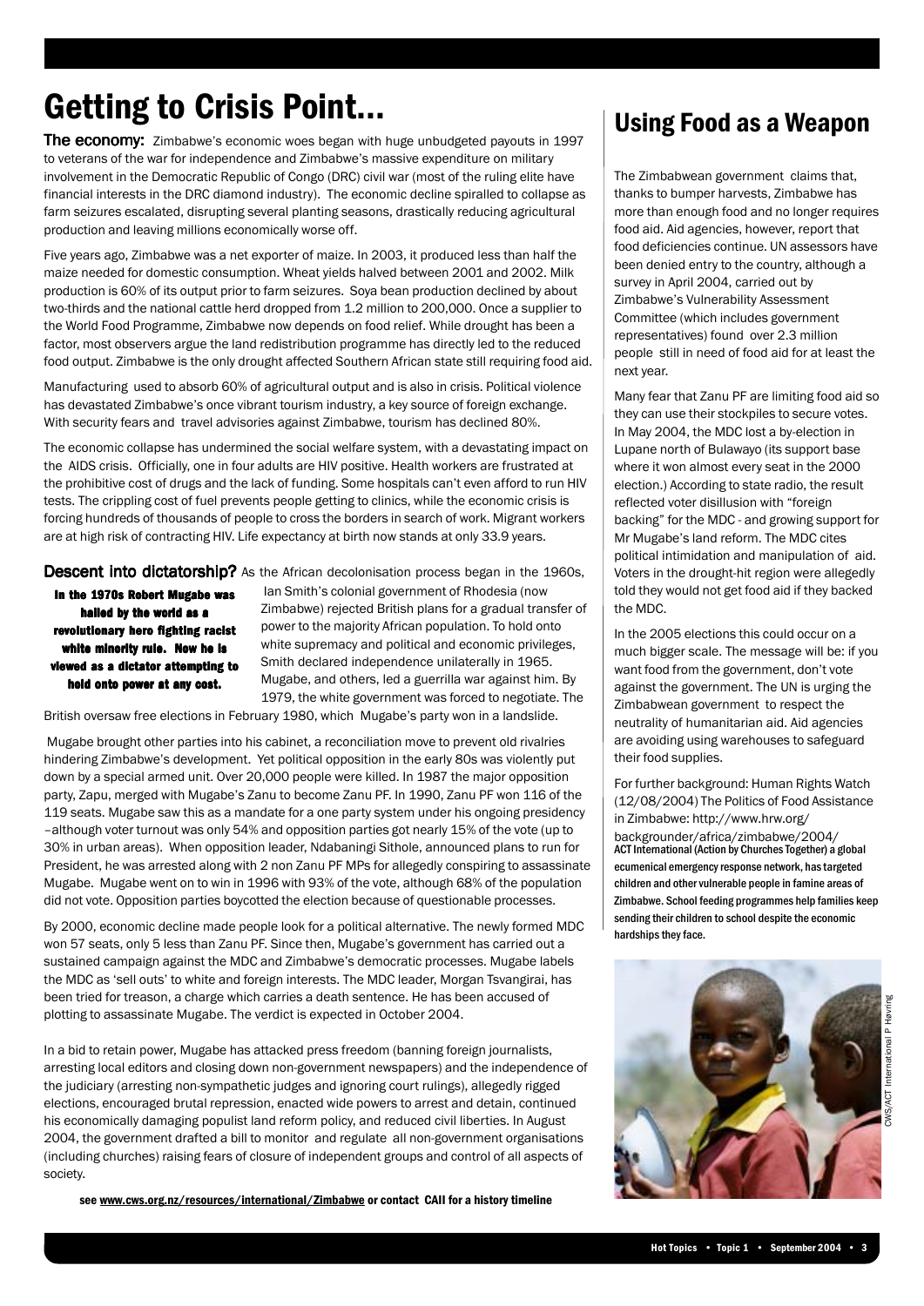# Getting to Crisis Point...

**The economy:** Zimbabwe's economic woes began with huge unbudgeted payouts in 1997 to veterans of the war for independence and Zimbabwe's massive expenditure on military involvement in the Democratic Republic of Congo (DRC) civil war (most of the ruling elite have financial interests in the DRC diamond industry). The economic decline spiralled to collapse as farm seizures escalated, disrupting several planting seasons, drastically reducing agricultural production and leaving millions economically worse off.

Five years ago, Zimbabwe was a net exporter of maize. In 2003, it produced less than half the maize needed for domestic consumption. Wheat yields halved between 2001 and 2002. Milk production is 60% of its output prior to farm seizures. Soya bean production declined by about two-thirds and the national cattle herd dropped from 1.2 million to 200,000. Once a supplier to the World Food Programme, Zimbabwe now depends on food relief. While drought has been a factor, most observers argue the land redistribution programme has directly led to the reduced food output. Zimbabwe is the only drought affected Southern African state still requiring food aid.

Manufacturing used to absorb 60% of agricultural output and is also in crisis. Political violence has devastated Zimbabwe's once vibrant tourism industry, a key source of foreign exchange. With security fears and travel advisories against Zimbabwe, tourism has declined 80%.

The economic collapse has undermined the social welfare system, with a devastating impact on the AIDS crisis. Officially, one in four adults are HIV positive. Health workers are frustrated at the prohibitive cost of drugs and the lack of funding. Some hospitals can't even afford to run HIV tests. The crippling cost of fuel prevents people getting to clinics, while the economic crisis is forcing hundreds of thousands of people to cross the borders in search of work. Migrant workers are at high risk of contracting HIV. Life expectancy at birth now stands at only 33.9 years.

**Descent into dictatorship?** As the African decolonisation process began in the 1960s, Ian Smith's colonial government of Rhodesia (now Zimbabwe) rejected British plans for a gradual transfer of power to the majority African population. To hold onto white supremacy and political and economic privileges, Smith declared independence unilaterally in 1965. Mugabe, and others, led a guerrilla war against him. By 1979, the white government was forced to negotiate. The British oversaw free elections in February 1980, which Mugabe's party won in a landslide.

**In the 1970s Robert Mugabe was hailed by the world as a revolutionary hero fighting racist white minority rule. Now he is viewed as a dictator attempting to hold onto power at any cost.**

Mugabe brought other parties into his cabinet, a reconciliation move to prevent old rivalries hindering Zimbabwe's development. Yet political opposition in the early 80s was violently put down by a special armed unit. Over 20,000 people were killed. In 1987 the major opposition party, Zapu, merged with Mugabe's Zanu to become Zanu PF. In 1990, Zanu PF won 116 of the 119 seats. Mugabe saw this as a mandate for a one party system under his ongoing presidency –although voter turnout was only 54% and opposition parties got nearly 15% of the vote (up to 30% in urban areas). When opposition leader, Ndabaningi Sithole, announced plans to run for President, he was arrested along with 2 non Zanu PF MPs for allegedly conspiring to assassinate Mugabe. Mugabe went on to win in 1996 with 93% of the vote, although 68% of the population did not vote. Opposition parties boycotted the election because of questionable processes.

By 2000, economic decline made people look for a political alternative. The newly formed MDC won 57 seats, only 5 less than Zanu PF. Since then, Mugabe's government has carried out a sustained campaign against the MDC and Zimbabwe's democratic processes. Mugabe labels the MDC as 'sell outs' to white and foreign interests. The MDC leader, Morgan Tsvangirai, has been tried for treason, a charge which carries a death sentence. He has been accused of plotting to assassinate Mugabe. The verdict is expected in October 2004.

In a bid to retain power, Mugabe has attacked press freedom (banning foreign journalists, arresting local editors and closing down non-government newspapers) and the independence of the judiciary (arresting non-sympathetic judges and ignoring court rulings), allegedly rigged elections, encouraged brutal repression, enacted wide powers to arrest and detain, continued his economically damaging populist land reform policy, and reduced civil liberties. In August 2004, the government drafted a bill to monitor and regulate all non-government organisations (including churches) raising fears of closure of independent groups and control of all aspects of society.

**see www.cws.org.nz/resources/international/Zimbabwe or contact CAII for a history timeline**

## Using Food as a Weapon

The Zimbabwean government claims that, thanks to bumper harvests, Zimbabwe has more than enough food and no longer requires food aid. Aid agencies, however, report that food deficiencies continue. UN assessors have been denied entry to the country, although a survey in April 2004, carried out by Zimbabwe's Vulnerability Assessment Committee (which includes government representatives) found over 2.3 million people still in need of food aid for at least the next year.

Many fear that Zanu PF are limiting food aid so they can use their stockpiles to secure votes. In May 2004, the MDC lost a by-election in Lupane north of Bulawayo (its support base where it won almost every seat in the 2000 election.) According to state radio, the result reflected voter disillusion with "foreign backing" for the MDC - and growing support for Mr Mugabe's land reform. The MDC cites political intimidation and manipulation of aid. Voters in the drought-hit region were allegedly told they would not get food aid if they backed the MDC.

In the 2005 elections this could occur on a much bigger scale. The message will be: if you want food from the government, don't vote against the government. The UN is urging the Zimbabwean government to respect the neutrality of humanitarian aid. Aid agencies are avoiding using warehouses to safeguard their food supplies.

For further background: Human Rights Watch (12/08/2004) The Politics of Food Assistance in Zimbabwe: http://www.hrw.org/backgrounder/africa/zimbabwe/2004/

**ACT International (Action by Churches Together) a global ecumenical emergency response network, has targeted children and other vulnerable people in famine areas of Zimbabwe. School feeding programmes help families keep sending their children to school despite the economic hardships they face.**

CWS/ACT International P Havring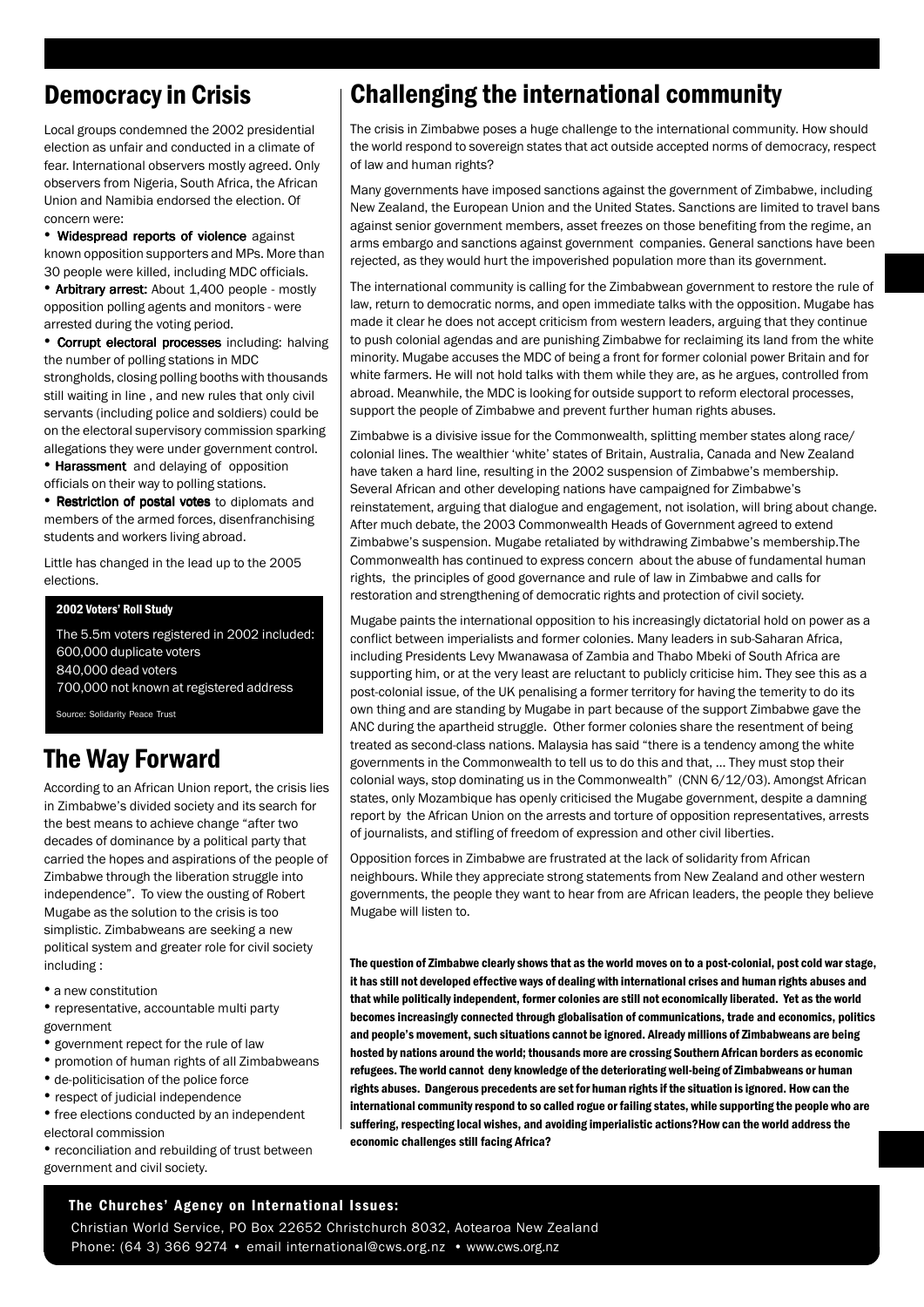## Democracy in Crisis

Local groups condemned the 2002 presidential election as unfair and conducted in a climate of fear. International observers mostly agreed. Only observers from Nigeria, South Africa, the African Union and Namibia endorsed the election. Of concern were:

- **Widespread reports of violence** against known opposition supporters and MPs. More than 30 people were killed, including MDC officials.
- **Arbitrary arrest:** About 1,400 people - mostly opposition polling agents and monitors - were arrested during the voting period.
- **Corrupt electoral processes** including: halving the number of polling stations in MDC strongholds, closing polling booths with thousands still waiting in line , and new rules that only civil servants (including police and soldiers) could be on the electoral supervisory commission sparking allegations they were under government control.
- **Harassment** and delaying of opposition officials on their way to polling stations.
- **Restriction of postal votes** to diplomats and members of the armed forces, disenfranchising students and workers living abroad.

Little has changed in the lead up to the 2005 elections.

**2002 Voters' Roll Study**

The 5.5m voters registered in 2002 included:
600,000 duplicate voters
840,000 dead voters
700,000 not known at registered address

Source: Solidarity Peace Trust

## The Way Forward

According to an African Union report, the crisis lies in Zimbabwe's divided society and its search for the best means to achieve change "after two decades of dominance by a political party that carried the hopes and aspirations of the people of Zimbabwe through the liberation struggle into independence". To view the ousting of Robert Mugabe as the solution to the crisis is too simplistic. Zimbabweans are seeking a new political system and greater role for civil society including :

- a new constitution
- representative, accountable multi party government
- government repect for the rule of law
- promotion of human rights of all Zimbabweans
- de-politicisation of the police force
- respect of judicial independence
- free elections conducted by an independent electoral commission
- reconciliation and rebuilding of trust between government and civil society.

## Challenging the international community

The crisis in Zimbabwe poses a huge challenge to the international community. How should the world respond to sovereign states that act outside accepted norms of democracy, respect of law and human rights?

Many governments have imposed sanctions against the government of Zimbabwe, including New Zealand, the European Union and the United States. Sanctions are limited to travel bans against senior government members, asset freezes on those benefiting from the regime, an arms embargo and sanctions against government companies. General sanctions have been rejected, as they would hurt the impoverished population more than its government.

The international community is calling for the Zimbabwean government to restore the rule of law, return to democratic norms, and open immediate talks with the opposition. Mugabe has made it clear he does not accept criticism from western leaders, arguing that they continue to push colonial agendas and are punishing Zimbabwe for reclaiming its land from the white minority. Mugabe accuses the MDC of being a front for former colonial power Britain and for white farmers. He will not hold talks with them while they are, as he argues, controlled from abroad. Meanwhile, the MDC is looking for outside support to reform electoral processes, support the people of Zimbabwe and prevent further human rights abuses.

Zimbabwe is a divisive issue for the Commonwealth, splitting member states along race/ colonial lines. The wealthier 'white' states of Britain, Australia, Canada and New Zealand have taken a hard line, resulting in the 2002 suspension of Zimbabwe's membership. Several African and other developing nations have campaigned for Zimbabwe's reinstatement, arguing that dialogue and engagement, not isolation, will bring about change. After much debate, the 2003 Commonwealth Heads of Government agreed to extend Zimbabwe's suspension. Mugabe retaliated by withdrawing Zimbabwe's membership.The Commonwealth has continued to express concern about the abuse of fundamental human rights, the principles of good governance and rule of law in Zimbabwe and calls for restoration and strengthening of democratic rights and protection of civil society.

Mugabe paints the international opposition to his increasingly dictatorial hold on power as a conflict between imperialists and former colonies. Many leaders in sub-Saharan Africa, including Presidents Levy Mwanawasa of Zambia and Thabo Mbeki of South Africa are supporting him, or at the very least are reluctant to publicly criticise him. They see this as a post-colonial issue, of the UK penalising a former territory for having the temerity to do its own thing and are standing by Mugabe in part because of the support Zimbabwe gave the ANC during the apartheid struggle. Other former colonies share the resentment of being treated as second-class nations. Malaysia has said "there is a tendency among the white governments in the Commonwealth to tell us to do this and that, ... They must stop their colonial ways, stop dominating us in the Commonwealth" (CNN 6/12/03). Amongst African states, only Mozambique has openly criticised the Mugabe government, despite a damning report by the African Union on the arrests and torture of opposition representatives, arrests of journalists, and stifling of freedom of expression and other civil liberties.

Opposition forces in Zimbabwe are frustrated at the lack of solidarity from African neighbours. While they appreciate strong statements from New Zealand and other western governments, the people they want to hear from are African leaders, the people they believe Mugabe will listen to.

**The question of Zimbabwe clearly shows that as the world moves on to a post-colonial, post cold war stage, it has still not developed effective ways of dealing with international crises and human rights abuses and that while politically independent, former colonies are still not economically liberated. Yet as the world becomes increasingly connected through globalisation of communications, trade and economics, politics and people's movement, such situations cannot be ignored. Already millions of Zimbabweans are being hosted by nations around the world; thousands more are crossing Southern African borders as economic refugees. The world cannot deny knowledge of the deteriorating well-being of Zimbabweans or human rights abuses. Dangerous precedents are set for human rights if the situation is ignored. How can the international community respond to so called rogue or failing states, while supporting the people who are suffering, respecting local wishes, and avoiding imperialistic actions?How can the world address the economic challenges still facing Africa?**

**The Churches' Agency on International Issues:**
Christian World Service, PO Box 22652 Christchurch 8032, Aotearoa New Zealand
Phone: (64 3) 366 9274 • email international@cws.org.nz • www.cws.org.nz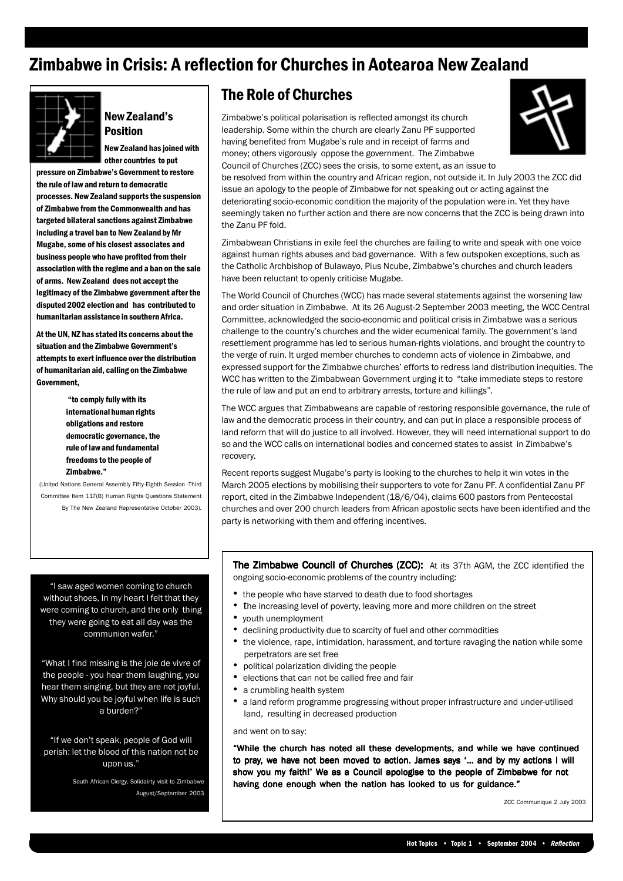# Zimbabwe in Crisis: A reflection for Churches in Aotearoa New Zealand

## New Zealand's Position

**New Zealand has joined with other countries to put pressure on Zimbabwe's Government to restore the rule of law and return to democratic processes. New Zealand supports the suspension of Zimbabwe from the Commonwealth and has targeted bilateral sanctions against Zimbabwe including a travel ban to New Zealand by Mr Mugabe, some of his closest associates and business people who have profited from their association with the regime and a ban on the sale of arms. New Zealand does not accept the legitimacy of the Zimbabwe government after the disputed 2002 election and has contributed to humanitarian assistance in southern Africa.**

**At the UN, NZ has stated its concerns about the situation and the Zimbabwe Government's attempts to exert influence over the distribution of humanitarian aid, calling on the Zimbabwe Government,**

> **"to comply fully with its international human rights obligations and restore democratic governance, the rule of law and fundamental freedoms to the people of Zimbabwe."**

(United Nations General Assembly Fifty-Eighth Session -Third Committee Item 117(B) Human Rights Questions Statement By The New Zealand Representative October 2003).

## The Role of Churches

Zimbabwe's political polarisation is reflected amongst its church leadership. Some within the church are clearly Zanu PF supported having benefited from Mugabe's rule and in receipt of farms and money; others vigorously oppose the government. The Zimbabwe Council of Churches (ZCC) sees the crisis, to some extent, as an issue to be resolved from within the country and African region, not outside it. In July 2003 the ZCC did issue an apology to the people of Zimbabwe for not speaking out or acting against the deteriorating socio-economic condition the majority of the population were in. Yet they have seemingly taken no further action and there are now concerns that the ZCC is being drawn into the Zanu PF fold.

Zimbabwean Christians in exile feel the churches are failing to write and speak with one voice against human rights abuses and bad governance. With a few outspoken exceptions, such as the Catholic Archbishop of Bulawayo, Pius Ncube, Zimbabwe's churches and church leaders have been reluctant to openly criticise Mugabe.

The World Council of Churches (WCC) has made several statements against the worsening law and order situation in Zimbabwe. At its 26 August-2 September 2003 meeting, the WCC Central Committee, acknowledged the socio-economic and political crisis in Zimbabwe was a serious challenge to the country's churches and the wider ecumenical family. The government's land resettlement programme has led to serious human-rights violations, and brought the country to the verge of ruin. It urged member churches to condemn acts of violence in Zimbabwe, and expressed support for the Zimbabwe churches' efforts to redress land distribution inequities. The WCC has written to the Zimbabwean Government urging it to "take immediate steps to restore the rule of law and put an end to arbitrary arrests, torture and killings".

The WCC argues that Zimbabweans are capable of restoring responsible governance, the rule of law and the democratic process in their country, and can put in place a responsible process of land reform that will do justice to all involved. However, they will need international support to do so and the WCC calls on international bodies and concerned states to assist in Zimbabwe's recovery.

Recent reports suggest Mugabe's party is looking to the churches to help it win votes in the March 2005 elections by mobilising their supporters to vote for Zanu PF. A confidential Zanu PF report, cited in the Zimbabwe Independent (18/6/04), claims 600 pastors from Pentecostal churches and over 200 church leaders from African apostolic sects have been identified and the party is networking with them and offering incentives.

"I saw aged women coming to church without shoes, In my heart I felt that they were coming to church, and the only thing they were going to eat all day was the communion wafer."

"What I find missing is the joie de vivre of the people - you hear them laughing, you hear them singing, but they are not joyful. Why should you be joyful when life is such a burden?"

"If we don't speak, people of God will perish: let the blood of this nation not be upon us."

South African Clergy, Solidairty visit to Zimbabwe August/September 2003

**The Zimbabwe Council of Churches (ZCC):** At its 37th AGM, the ZCC identified the ongoing socio-economic problems of the country including:

- the people who have starved to death due to food shortages
- the increasing level of poverty, leaving more and more children on the street
- youth unemployment
- declining productivity due to scarcity of fuel and other commodities
- the violence, rape, intimidation, harassment, and torture ravaging the nation while some perpetrators are set free
- political polarization dividing the people
- elections that can not be called free and fair
- a crumbling health system
- a land reform programme progressing without proper infrastructure and under-utilised land, resulting in decreased production

and went on to say:

**"While the church has noted all these developments, and while we have continued to pray, we have not been moved to action. James says '... and by my actions I will show you my faith!' We as a Council apologise to the people of Zimbabwe for not having done enough when the nation has looked to us for guidance."**

ZCC Communique 2 July 2003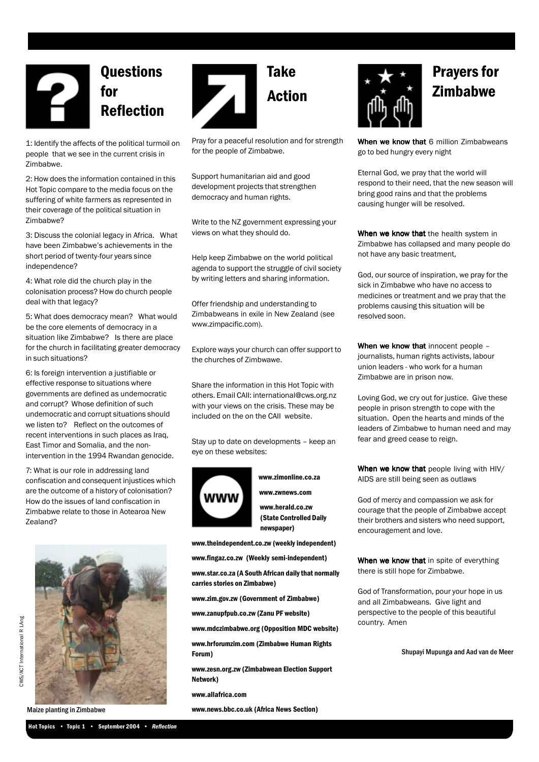## Questions for Reflection

1: Identify the affects of the political turmoil on people that we see in the current crisis in Zimbabwe.

2: How does the information contained in this Hot Topic compare to the media focus on the suffering of white farmers as represented in their coverage of the political situation in Zimbabwe?

3: Discuss the colonial legacy in Africa. What have been Zimbabwe's achievements in the short period of twenty-four years since independence?

4: What role did the church play in the colonisation process? How do church people deal with that legacy?

5: What does democracy mean? What would be the core elements of democracy in a situation like Zimbabwe? Is there are place for the church in facilitating greater democracy in such situations?

6: Is foreign intervention a justifiable or effective response to situations where governments are defined as undemocratic and corrupt? Whose definition of such undemocratic and corrupt situations should we listen to? Reflect on the outcomes of recent interventions in such places as Iraq, East Timor and Somalia, and the non-intervention in the 1994 Rwandan genocide.

7: What is our role in addressing land confiscation and consequent injustices which are the outcome of a history of colonisation? How do the issues of land confiscation in Zimbabwe relate to those in Aotearoa New Zealand?

CWS/ACT International R LAng

Maize planting in Zimbabwe

## Take Action

Pray for a peaceful resolution and for strength for the people of Zimbabwe.

Support humanitarian aid and good development projects that strengthen democracy and human rights.

Write to the NZ government expressing your views on what they should do.

Help keep Zimbabwe on the world political agenda to support the struggle of civil society by writing letters and sharing information.

Offer friendship and understanding to Zimbabweans in exile in New Zealand (see www.zimpacific.com).

Explore ways your church can offer support to the churches of Zimbwawe.

Share the information in this Hot Topic with others. Email CAII: international@cws.org.nz with your views on the crisis. These may be included on the on the CAII website.

Stay up to date on developments – keep an eye on these websites:

**www.zimonline.co.za**

**www.zwnews.com**

**www.herald.co.zw (State Controlled Daily newspaper)**

**www.theindependent.co.zw (weekly independent)**

**www.fingaz.co.zw (Weekly semi-independent)**

**www.star.co.za (A South African daily that normally carries stories on Zimbabwe)**

**www.zim.gov.zw (Government of Zimbabwe)**

**www.zanupfpub.co.zw (Zanu PF website)**

**www.mdczimbabwe.org (Opposition MDC website)**

**www.hrforumzim.com (Zimbabwe Human Rights Forum)**

**www.zesn.org.zw (Zimbabwean Election Support Network)**

**www.allafrica.com**

**www.news.bbc.co.uk (Africa News Section)**

## Prayers for Zimbabwe

**When we know that** 6 million Zimbabweans go to bed hungry every night

Eternal God, we pray that the world will respond to their need, that the new season will bring good rains and that the problems causing hunger will be resolved.

**When we know that** the health system in Zimbabwe has collapsed and many people do not have any basic treatment,

God, our source of inspiration, we pray for the sick in Zimbabwe who have no access to medicines or treatment and we pray that the problems causing this situation will be resolved soon.

**When we know that** innocent people – journalists, human rights activists, labour union leaders - who work for a human Zimbabwe are in prison now.

Loving God, we cry out for justice. Give these people in prison strength to cope with the situation. Open the hearts and minds of the leaders of Zimbabwe to human need and may fear and greed cease to reign.

**When we know that** people living with HIV/ AIDS are still being seen as outlaws

God of mercy and compassion we ask for courage that the people of Zimbabwe accept their brothers and sisters who need support, encouragement and love.

**When we know that** in spite of everything there is still hope for Zimbabwe.

God of Transformation, pour your hope in us and all Zimbabweans. Give light and perspective to the people of this beautiful country. Amen

Shupayi Mupunga and Aad van de Meer